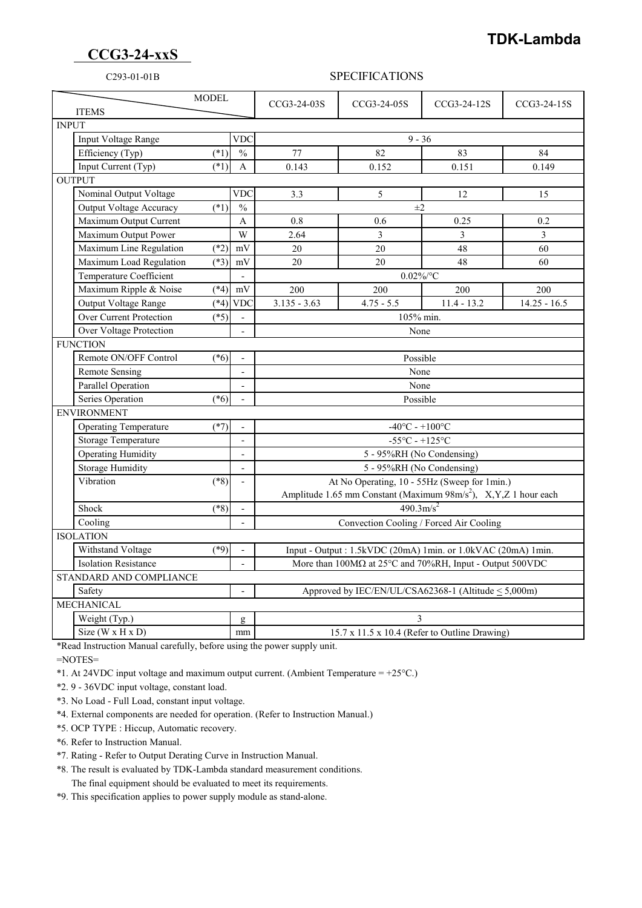**TDK-Lambda**

# CCG3-24-xxS

C293-01-01B

## SPECIFICATIONS

| ITEMS | | | CCG3-24-03S | CCG3-24-05S | CCG3-24-12S | CCG3-24-15S |
|---|---|---|---|---|---|---|
| **INPUT** | | | | | | |
| Input Voltage Range | | VDC | 9 - 36 | | | |
| Efficiency (Typ) | (*1) | % | 77 | 82 | 83 | 84 |
| Input Current (Typ) | (*1) | A | 0.143 | 0.152 | 0.151 | 0.149 |
| **OUTPUT** | | | | | | |
| Nominal Output Voltage | | VDC | 3.3 | 5 | 12 | 15 |
| Output Voltage Accuracy | (*1) | % | ±2 | | | |
| Maximum Output Current | | A | 0.8 | 0.6 | 0.25 | 0.2 |
| Maximum Output Power | | W | 2.64 | 3 | 3 | 3 |
| Maximum Line Regulation | (*2) | mV | 20 | 20 | 48 | 60 |
| Maximum Load Regulation | (*3) | mV | 20 | 20 | 48 | 60 |
| Temperature Coefficient | | - | 0.02%/°C | | | |
| Maximum Ripple & Noise | (*4) | mV | 200 | 200 | 200 | 200 |
| Output Voltage Range | (*4) | VDC | 3.135 - 3.63 | 4.75 - 5.5 | 11.4 - 13.2 | 14.25 - 16.5 |
| Over Current Protection | (*5) | - | 105% min. | | | |
| Over Voltage Protection | | - | None | | | |
| **FUNCTION** | | | | | | |
| Remote ON/OFF Control | (*6) | - | Possible | | | |
| Remote Sensing | | - | None | | | |
| Parallel Operation | | - | None | | | |
| Series Operation | (*6) | - | Possible | | | |
| **ENVIRONMENT** | | | | | | |
| Operating Temperature | (*7) | - | -40°C - +100°C | | | |
| Storage Temperature | | - | -55°C - +125°C | | | |
| Operating Humidity | | - | 5 - 95%RH (No Condensing) | | | |
| Storage Humidity | | - | 5 - 95%RH (No Condensing) | | | |
| Vibration | (*8) | - | At No Operating, 10 - 55Hz (Sweep for 1min.) Amplitude 1.65 mm Constant (Maximum $98m/s^2$), X,Y,Z 1 hour each | | | |
| Shock | (*8) | - | $490.3m/s^2$ | | | |
| Cooling | | - | Convection Cooling / Forced Air Cooling | | | |
| **ISOLATION** | | | | | | |
| Withstand Voltage | (*9) | - | Input - Output : 1.5kVDC (20mA) 1min. or 1.0kVAC (20mA) 1min. | | | |
| Isolation Resistance | | - | More than 100MΩ at 25°C and 70%RH, Input - Output 500VDC | | | |
| **STANDARD AND COMPLIANCE** | | | | | | |
| Safety | | - | Approved by IEC/EN/UL/CSA62368-1 (Altitude ≤ 5,000m) | | | |
| **MECHANICAL** | | | | | | |
| Weight (Typ.) | | g | 3 | | | |
| Size (W x H x D) | | mm | 15.7 x 11.5 x 10.4 (Refer to Outline Drawing) | | | |

*Read Instruction Manual carefully, before using the power supply unit.

=NOTES=

*1. At 24VDC input voltage and maximum output current. (Ambient Temperature = +25°C.)

*2. 9 - 36VDC input voltage, constant load.

*3. No Load - Full Load, constant input voltage.

*4. External components are needed for operation. (Refer to Instruction Manual.)

*5. OCP TYPE : Hiccup, Automatic recovery.

*6. Refer to Instruction Manual.

*7. Rating - Refer to Output Derating Curve in Instruction Manual.

*8. The result is evaluated by TDK-Lambda standard measurement conditions.
The final equipment should be evaluated to meet its requirements.

*9. This specification applies to power supply module as stand-alone.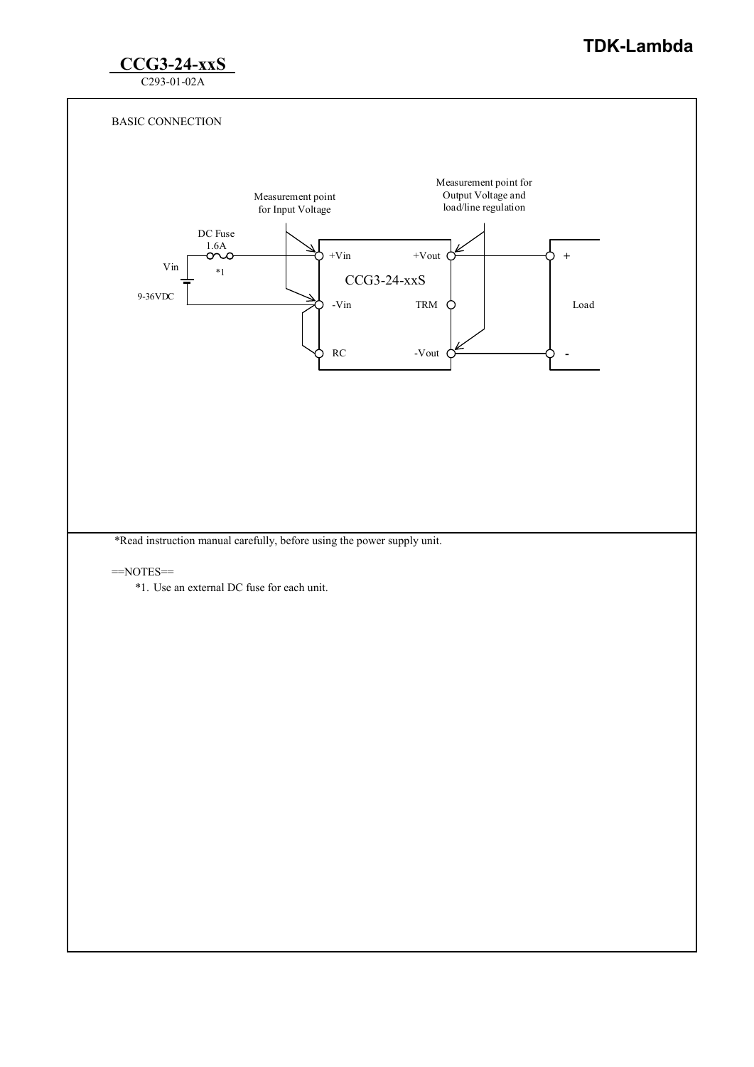**CCG3-24-xxS**

C293-01-02A

BASIC CONNECTION

Measurement point for Input Voltage

Measurement point for Output Voltage and load/line regulation

DC Fuse 1.6A

*1

Vin

9-36VDC

+Vin

-Vin

RC

+Vout

TRM

-Vout

CCG3-24-xxS

+

Load

-

*Read instruction manual carefully, before using the power supply unit.

==NOTES==

*1. Use an external DC fuse for each unit.